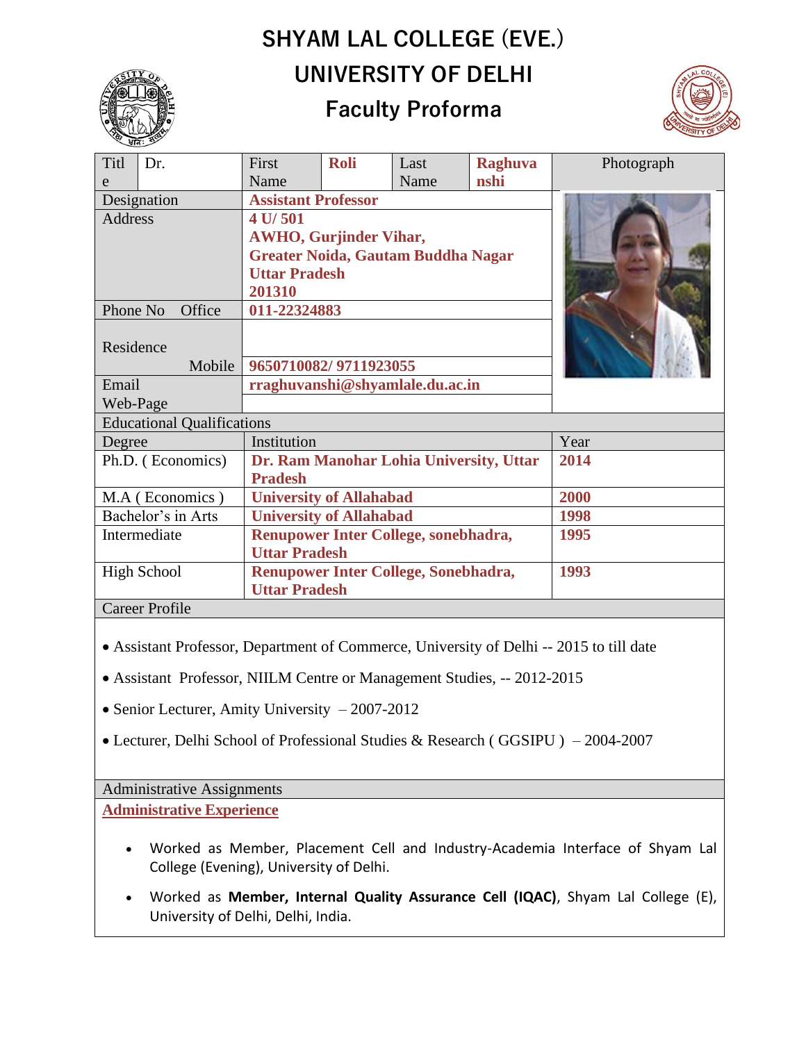# SHYAM LAL COLLEGE (EVE.)

# UNIVERSITY OF DELHI

## Faculty Proforma

| Title | Dr. | First Name | Roli | Last Name | Raghuvanshi | Photograph |
|---|---|---|---|---|---|---|
| Designation | | Assistant Professor | | | | |
| Address | | 4 U/ 501<br>AWHO, Gurjinder Vihar,<br>Greater Noida, Gautam Buddha Nagar<br>Uttar Pradesh<br>201310 | | | | |
| Phone No Office | | 011-22324883 | | | | |
| Residence | | | | | | |
| Mobile | | 9650710082/ 9711923055 | | | | |
| Email | | rraghuvanshi@shyamlale.du.ac.in | | | | |
| Web-Page | | | | | | |

### Educational Qualifications

| Degree | Institution | Year |
|---|---|---|
| Ph.D. ( Economics) | Dr. Ram Manohar Lohia University, Uttar Pradesh | 2014 |
| M.A ( Economics ) | University of Allahabad | 2000 |
| Bachelor's in Arts | University of Allahabad | 1998 |
| Intermediate | Renupower Inter College, sonebhadra, Uttar Pradesh | 1995 |
| High School | Renupower Inter College, Sonebhadra, Uttar Pradesh | 1993 |

### Career Profile

- Assistant Professor, Department of Commerce, University of Delhi -- 2015 to till date
- Assistant Professor, NIILM Centre or Management Studies, -- 2012-2015
- Senior Lecturer, Amity University – 2007-2012
- Lecturer, Delhi School of Professional Studies & Research ( GGSIPU ) – 2004-2007

### Administrative Assignments

**Administrative Experience**

- Worked as Member, Placement Cell and Industry-Academia Interface of Shyam Lal College (Evening), University of Delhi.
- Worked as **Member, Internal Quality Assurance Cell (IQAC)**, Shyam Lal College (E), University of Delhi, Delhi, India.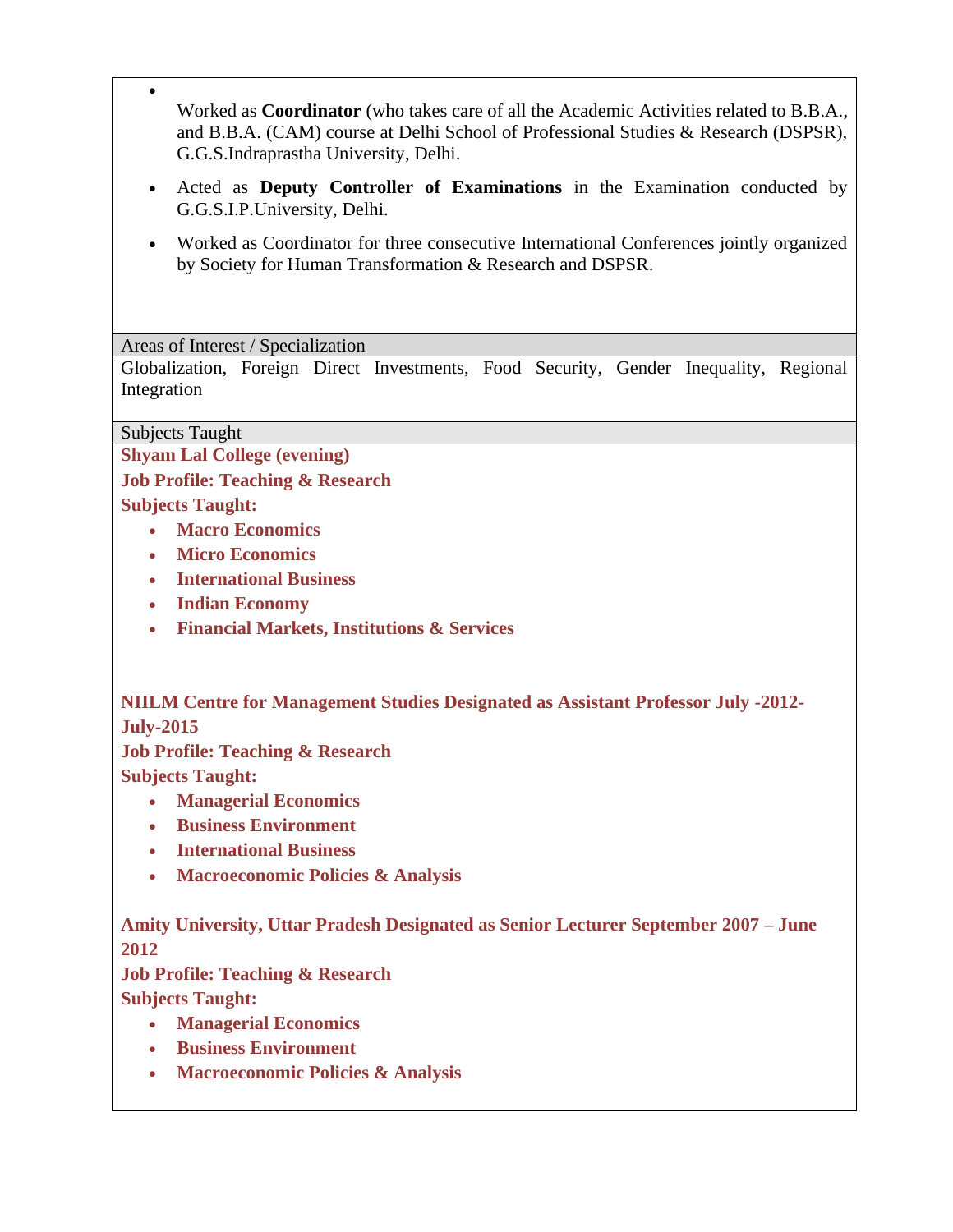- Worked as **Coordinator** (who takes care of all the Academic Activities related to B.B.A., and B.B.A. (CAM) course at Delhi School of Professional Studies & Research (DSPSR), G.G.S.Indraprastha University, Delhi.
- Acted as **Deputy Controller of Examinations** in the Examination conducted by G.G.S.I.P.University, Delhi.
- Worked as Coordinator for three consecutive International Conferences jointly organized by Society for Human Transformation & Research and DSPSR.

## Areas of Interest / Specialization

Globalization, Foreign Direct Investments, Food Security, Gender Inequality, Regional Integration

## Subjects Taught

**Shyam Lal College (evening)**

**Job Profile: Teaching & Research**

**Subjects Taught:**

- **Macro Economics**
- **Micro Economics**
- **International Business**
- **Indian Economy**
- **Financial Markets, Institutions & Services**

**NIILM Centre for Management Studies Designated as Assistant Professor July -2012-July-2015**

**Job Profile: Teaching & Research**

**Subjects Taught:**

- **Managerial Economics**
- **Business Environment**
- **International Business**
- **Macroeconomic Policies & Analysis**

**Amity University, Uttar Pradesh Designated as Senior Lecturer September 2007 – June 2012**

**Job Profile: Teaching & Research**

**Subjects Taught:**

- **Managerial Economics**
- **Business Environment**
- **Macroeconomic Policies & Analysis**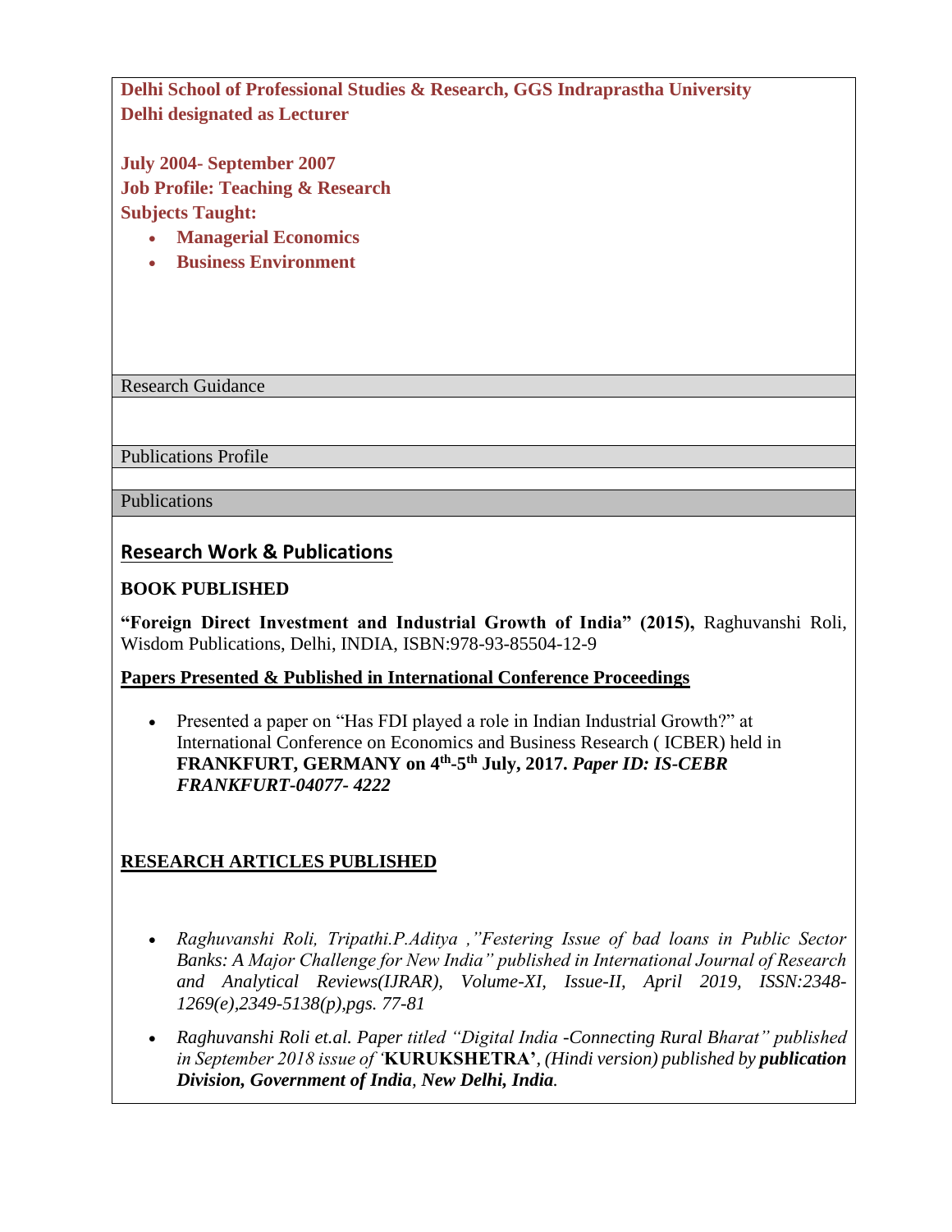**Delhi School of Professional Studies & Research, GGS Indraprastha University Delhi designated as Lecturer**

**July 2004- September 2007**
**Job Profile: Teaching & Research**
**Subjects Taught:**

- **Managerial Economics**
- **Business Environment**

Research Guidance

Publications Profile

Publications

## Research Work & Publications

**BOOK PUBLISHED**

**"Foreign Direct Investment and Industrial Growth of India" (2015),** Raghuvanshi Roli, Wisdom Publications, Delhi, INDIA, ISBN:978-93-85504-12-9

**Papers Presented & Published in International Conference Proceedings**

- Presented a paper on "Has FDI played a role in Indian Industrial Growth?" at International Conference on Economics and Business Research ( ICBER) held in **FRANKFURT, GERMANY on 4th-5th July, 2017.** ***Paper ID: IS-CEBR FRANKFURT-04077- 4222***

**RESEARCH ARTICLES PUBLISHED**

- *Raghuvanshi Roli, Tripathi.P.Aditya ,"Festering Issue of bad loans in Public Sector Banks: A Major Challenge for New India" published in International Journal of Research and Analytical Reviews(IJRAR), Volume-XI, Issue-II, April 2019, ISSN:2348-1269(e),2349-5138(p),pgs. 77-81*
- *Raghuvanshi Roli et.al. Paper titled "Digital India -Connecting Rural Bharat" published in September 2018 issue of '***KURUKSHETRA'***, (Hindi version) published by* ***publication Division, Government of India****,* ***New Delhi, India.***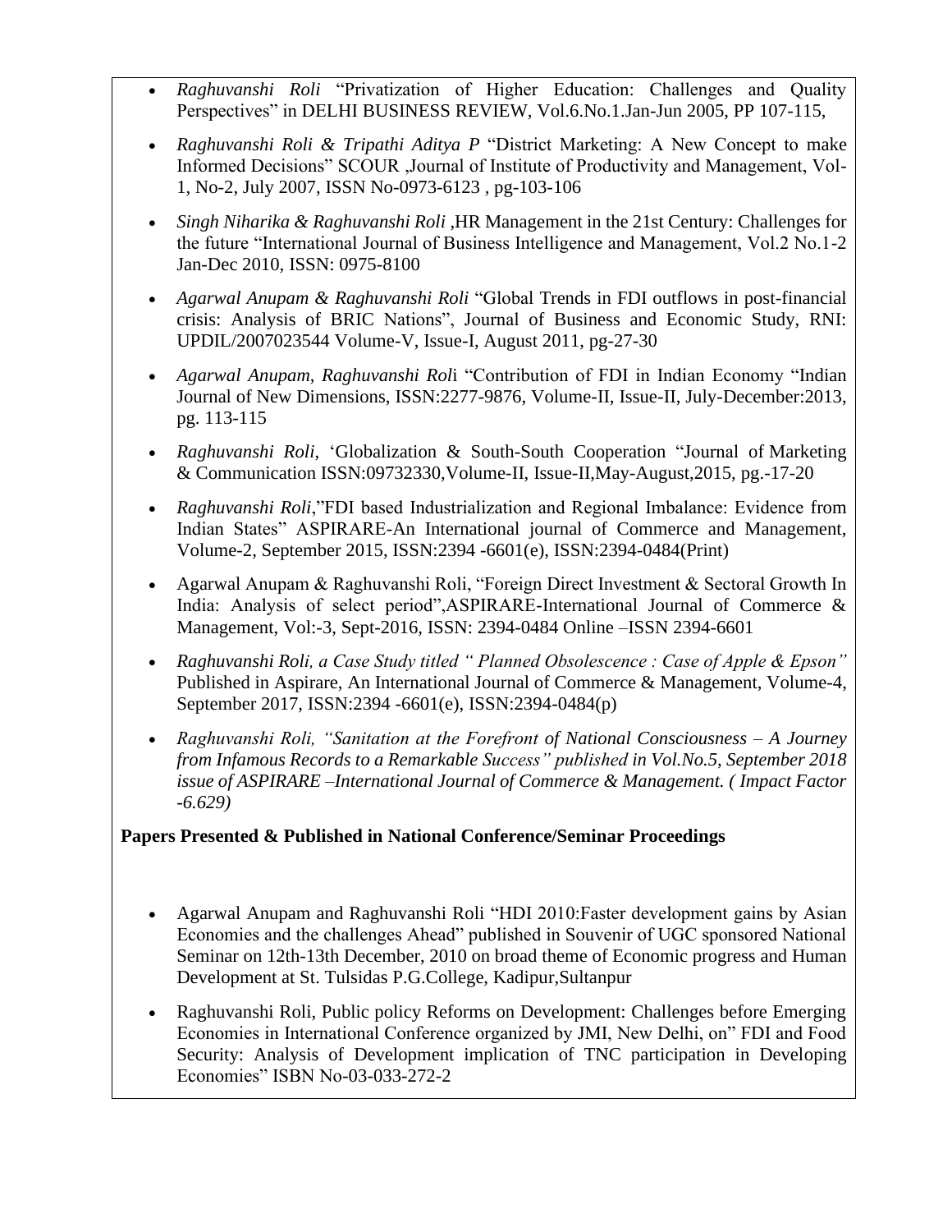- *Raghuvanshi Roli* "Privatization of Higher Education: Challenges and Quality Perspectives" in DELHI BUSINESS REVIEW, Vol.6.No.1.Jan-Jun 2005, PP 107-115,

- *Raghuvanshi Roli & Tripathi Aditya P* "District Marketing: A New Concept to make Informed Decisions" SCOUR ,Journal of Institute of Productivity and Management, Vol-1, No-2, July 2007, ISSN No-0973-6123 , pg-103-106

- *Singh Niharika & Raghuvanshi Roli* ,HR Management in the 21st Century: Challenges for the future "International Journal of Business Intelligence and Management, Vol.2 No.1-2 Jan-Dec 2010, ISSN: 0975-8100

- *Agarwal Anupam & Raghuvanshi Roli* "Global Trends in FDI outflows in post-financial crisis: Analysis of BRIC Nations", Journal of Business and Economic Study, RNI: UPDIL/2007023544 Volume-V, Issue-I, August 2011, pg-27-30

- *Agarwal Anupam, Raghuvanshi Rol*i "Contribution of FDI in Indian Economy "Indian Journal of New Dimensions, ISSN:2277-9876, Volume-II, Issue-II, July-December:2013, pg. 113-115

- *Raghuvanshi Roli*, 'Globalization & South-South Cooperation "Journal of Marketing & Communication ISSN:09732330,Volume-II, Issue-II,May-August,2015, pg.-17-20

- *Raghuvanshi Roli*,"FDI based Industrialization and Regional Imbalance: Evidence from Indian States" ASPIRARE-An International journal of Commerce and Management, Volume-2, September 2015, ISSN:2394 -6601(e), ISSN:2394-0484(Print)

- Agarwal Anupam & Raghuvanshi Roli, "Foreign Direct Investment & Sectoral Growth In India: Analysis of select period",ASPIRARE-International Journal of Commerce & Management, Vol:-3, Sept-2016, ISSN: 2394-0484 Online –ISSN 2394-6601

- *Raghuvanshi Roli, a Case Study titled " Planned Obsolescence : Case of Apple & Epson"* Published in Aspirare, An International Journal of Commerce & Management, Volume-4, September 2017, ISSN:2394 -6601(e), ISSN:2394-0484(p)

- *Raghuvanshi Roli, "Sanitation at the Forefront of National Consciousness – A Journey from Infamous Records to a Remarkable Success" published in Vol.No.5, September 2018 issue of ASPIRARE –International Journal of Commerce & Management. ( Impact Factor -6.629)*

**Papers Presented & Published in National Conference/Seminar Proceedings**

- Agarwal Anupam and Raghuvanshi Roli "HDI 2010:Faster development gains by Asian Economies and the challenges Ahead" published in Souvenir of UGC sponsored National Seminar on 12th-13th December, 2010 on broad theme of Economic progress and Human Development at St. Tulsidas P.G.College, Kadipur,Sultanpur

- Raghuvanshi Roli, Public policy Reforms on Development: Challenges before Emerging Economies in International Conference organized by JMI, New Delhi, on" FDI and Food Security: Analysis of Development implication of TNC participation in Developing Economies" ISBN No-03-033-272-2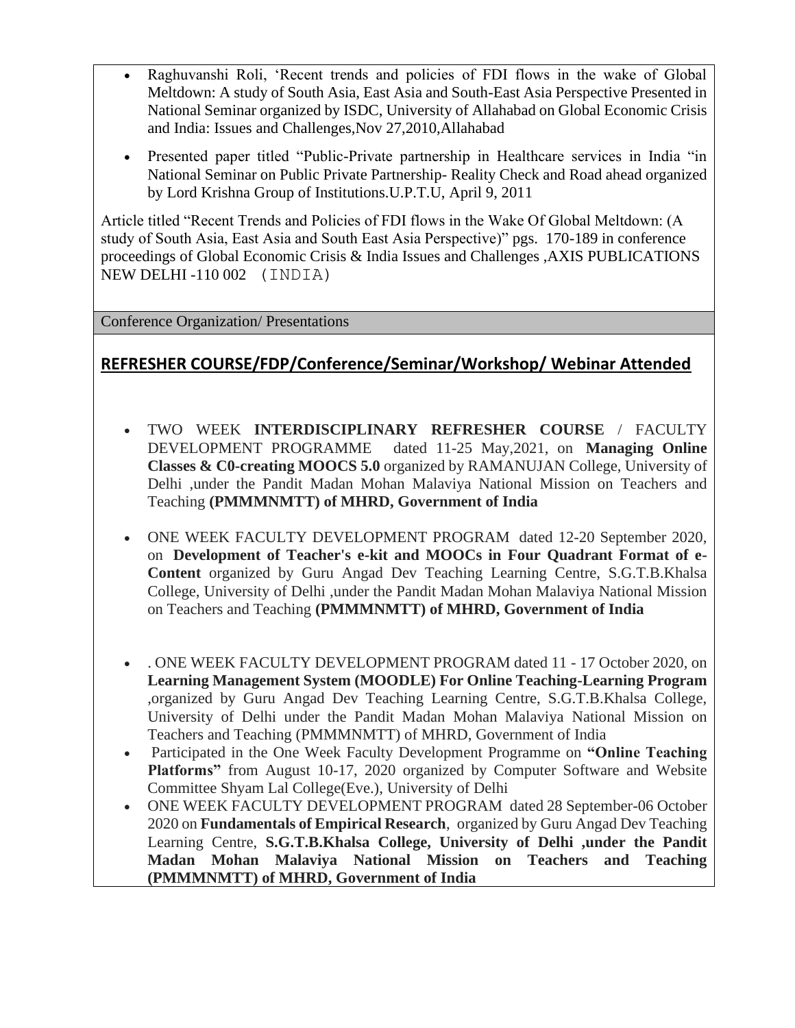- Raghuvanshi Roli, 'Recent trends and policies of FDI flows in the wake of Global Meltdown: A study of South Asia, East Asia and South-East Asia Perspective Presented in National Seminar organized by ISDC, University of Allahabad on Global Economic Crisis and India: Issues and Challenges,Nov 27,2010,Allahabad
- Presented paper titled "Public-Private partnership in Healthcare services in India "in National Seminar on Public Private Partnership- Reality Check and Road ahead organized by Lord Krishna Group of Institutions.U.P.T.U, April 9, 2011

Article titled "Recent Trends and Policies of FDI flows in the Wake Of Global Meltdown: (A study of South Asia, East Asia and South East Asia Perspective)" pgs. 170-189 in conference proceedings of Global Economic Crisis & India Issues and Challenges ,AXIS PUBLICATIONS NEW DELHI -110 002 (INDIA)

Conference Organization/ Presentations

## REFRESHER COURSE/FDP/Conference/Seminar/Workshop/ Webinar Attended

- TWO WEEK **INTERDISCIPLINARY REFRESHER COURSE** / FACULTY DEVELOPMENT PROGRAMME dated 11-25 May,2021, on **Managing Online Classes & C0-creating MOOCS 5.0** organized by RAMANUJAN College, University of Delhi ,under the Pandit Madan Mohan Malaviya National Mission on Teachers and Teaching **(PMMMNMTT) of MHRD, Government of India**
- ONE WEEK FACULTY DEVELOPMENT PROGRAM dated 12-20 September 2020, on **Development of Teacher's e-kit and MOOCs in Four Quadrant Format of e-Content** organized by Guru Angad Dev Teaching Learning Centre, S.G.T.B.Khalsa College, University of Delhi ,under the Pandit Madan Mohan Malaviya National Mission on Teachers and Teaching **(PMMMNMTT) of MHRD, Government of India**
- . ONE WEEK FACULTY DEVELOPMENT PROGRAM dated 11 - 17 October 2020, on **Learning Management System (MOODLE) For Online Teaching-Learning Program** ,organized by Guru Angad Dev Teaching Learning Centre, S.G.T.B.Khalsa College, University of Delhi under the Pandit Madan Mohan Malaviya National Mission on Teachers and Teaching (PMMMNMTT) of MHRD, Government of India
- Participated in the One Week Faculty Development Programme on **"Online Teaching Platforms"** from August 10-17, 2020 organized by Computer Software and Website Committee Shyam Lal College(Eve.), University of Delhi
- ONE WEEK FACULTY DEVELOPMENT PROGRAM dated 28 September-06 October 2020 on **Fundamentals of Empirical Research**, organized by Guru Angad Dev Teaching Learning Centre, **S.G.T.B.Khalsa College, University of Delhi ,under the Pandit Madan Mohan Malaviya National Mission on Teachers and Teaching (PMMMNMTT) of MHRD, Government of India**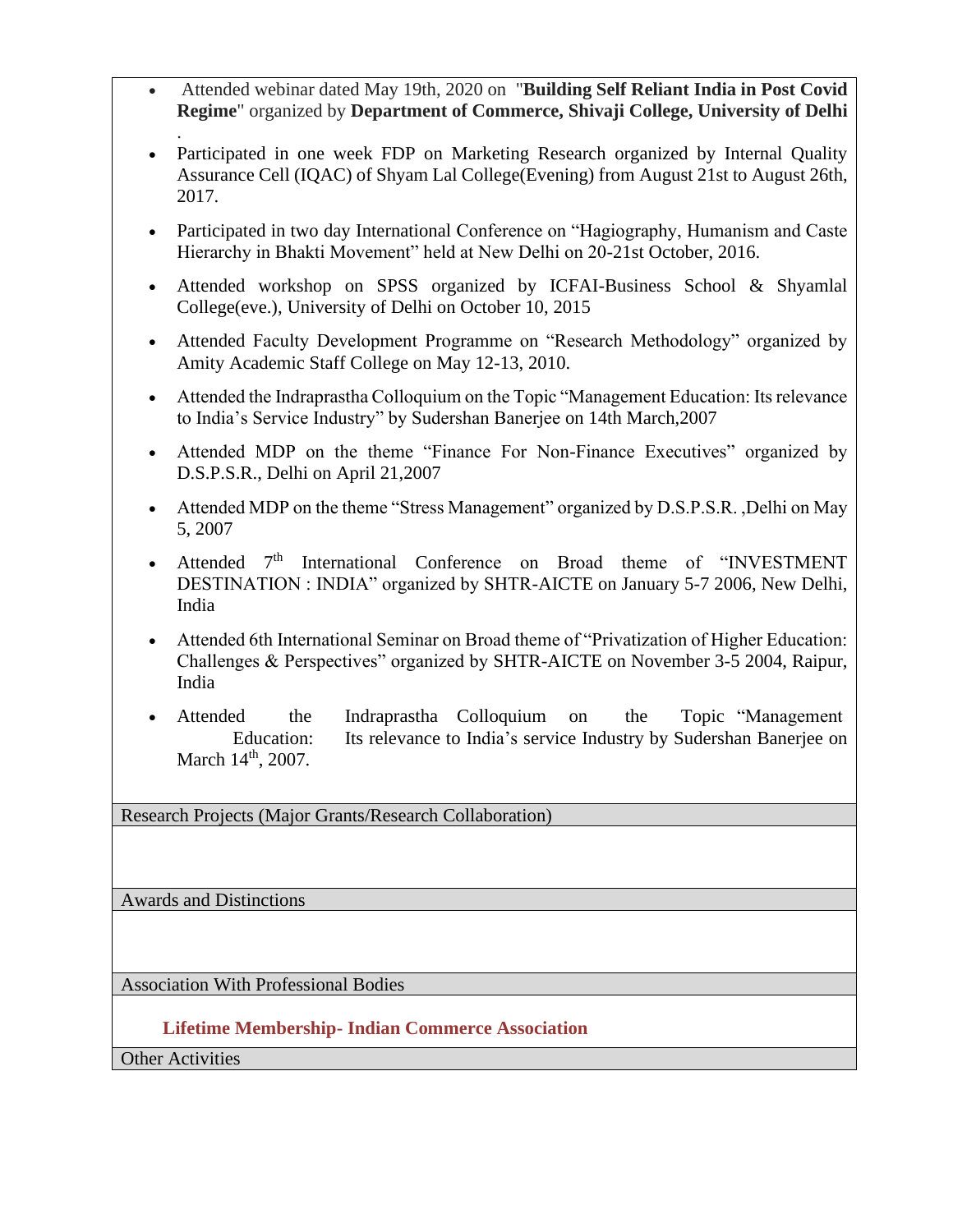- Attended webinar dated May 19th, 2020 on "**Building Self Reliant India in Post Covid Regime**" organized by **Department of Commerce, Shivaji College, University of Delhi** .
- Participated in one week FDP on Marketing Research organized by Internal Quality Assurance Cell (IQAC) of Shyam Lal College(Evening) from August 21st to August 26th, 2017.
- Participated in two day International Conference on "Hagiography, Humanism and Caste Hierarchy in Bhakti Movement" held at New Delhi on 20-21st October, 2016.
- Attended workshop on SPSS organized by ICFAI-Business School & Shyamlal College(eve.), University of Delhi on October 10, 2015
- Attended Faculty Development Programme on "Research Methodology" organized by Amity Academic Staff College on May 12-13, 2010.
- Attended the Indraprastha Colloquium on the Topic "Management Education: Its relevance to India's Service Industry" by Sudershan Banerjee on 14th March,2007
- Attended MDP on the theme "Finance For Non-Finance Executives" organized by D.S.P.S.R., Delhi on April 21,2007
- Attended MDP on the theme "Stress Management" organized by D.S.P.S.R. ,Delhi on May 5, 2007
- Attended 7th International Conference on Broad theme of "INVESTMENT DESTINATION : INDIA" organized by SHTR-AICTE on January 5-7 2006, New Delhi, India
- Attended 6th International Seminar on Broad theme of "Privatization of Higher Education: Challenges & Perspectives" organized by SHTR-AICTE on November 3-5 2004, Raipur, India
- Attended the Indraprastha Colloquium on the Topic "Management Education: Its relevance to India's service Industry by Sudershan Banerjee on March 14th, 2007.

## Research Projects (Major Grants/Research Collaboration)

## Awards and Distinctions

## Association With Professional Bodies

**Lifetime Membership- Indian Commerce Association**

## Other Activities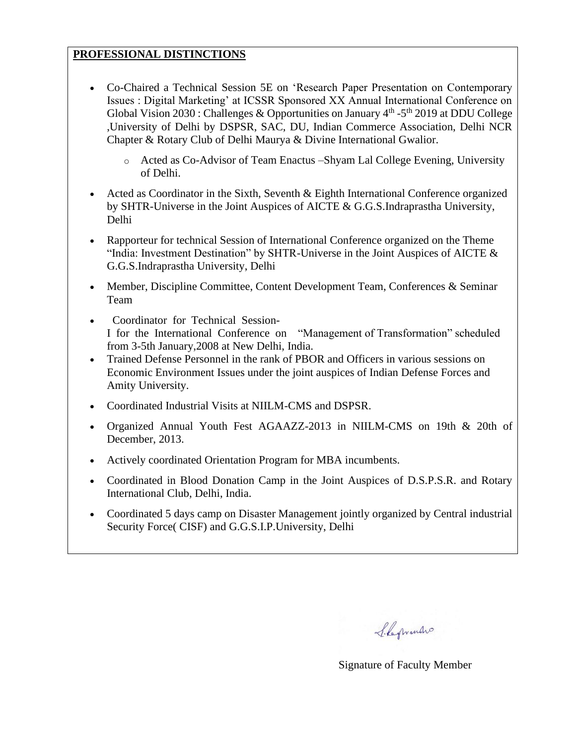**PROFESSIONAL DISTINCTIONS**

- Co-Chaired a Technical Session 5E on 'Research Paper Presentation on Contemporary Issues : Digital Marketing' at ICSSR Sponsored XX Annual International Conference on Global Vision 2030 : Challenges & Opportunities on January 4th -5th 2019 at DDU College ,University of Delhi by DSPSR, SAC, DU, Indian Commerce Association, Delhi NCR Chapter & Rotary Club of Delhi Maurya & Divine International Gwalior.
    - Acted as Co-Advisor of Team Enactus –Shyam Lal College Evening, University of Delhi.
- Acted as Coordinator in the Sixth, Seventh & Eighth International Conference organized by SHTR-Universe in the Joint Auspices of AICTE & G.G.S.Indraprastha University, Delhi
- Rapporteur for technical Session of International Conference organized on the Theme "India: Investment Destination" by SHTR-Universe in the Joint Auspices of AICTE & G.G.S.Indraprastha University, Delhi
- Member, Discipline Committee, Content Development Team, Conferences & Seminar Team
- Coordinator for Technical Session-I for the International Conference on "Management of Transformation" scheduled from 3-5th January,2008 at New Delhi, India.
- Trained Defense Personnel in the rank of PBOR and Officers in various sessions on Economic Environment Issues under the joint auspices of Indian Defense Forces and Amity University.
- Coordinated Industrial Visits at NIILM-CMS and DSPSR.
- Organized Annual Youth Fest AGAAZZ-2013 in NIILM-CMS on 19th & 20th of December, 2013.
- Actively coordinated Orientation Program for MBA incumbents.
- Coordinated in Blood Donation Camp in the Joint Auspices of D.S.P.S.R. and Rotary International Club, Delhi, India.
- Coordinated 5 days camp on Disaster Management jointly organized by Central industrial Security Force( CISF) and G.G.S.I.P.University, Delhi

Signature of Faculty Member